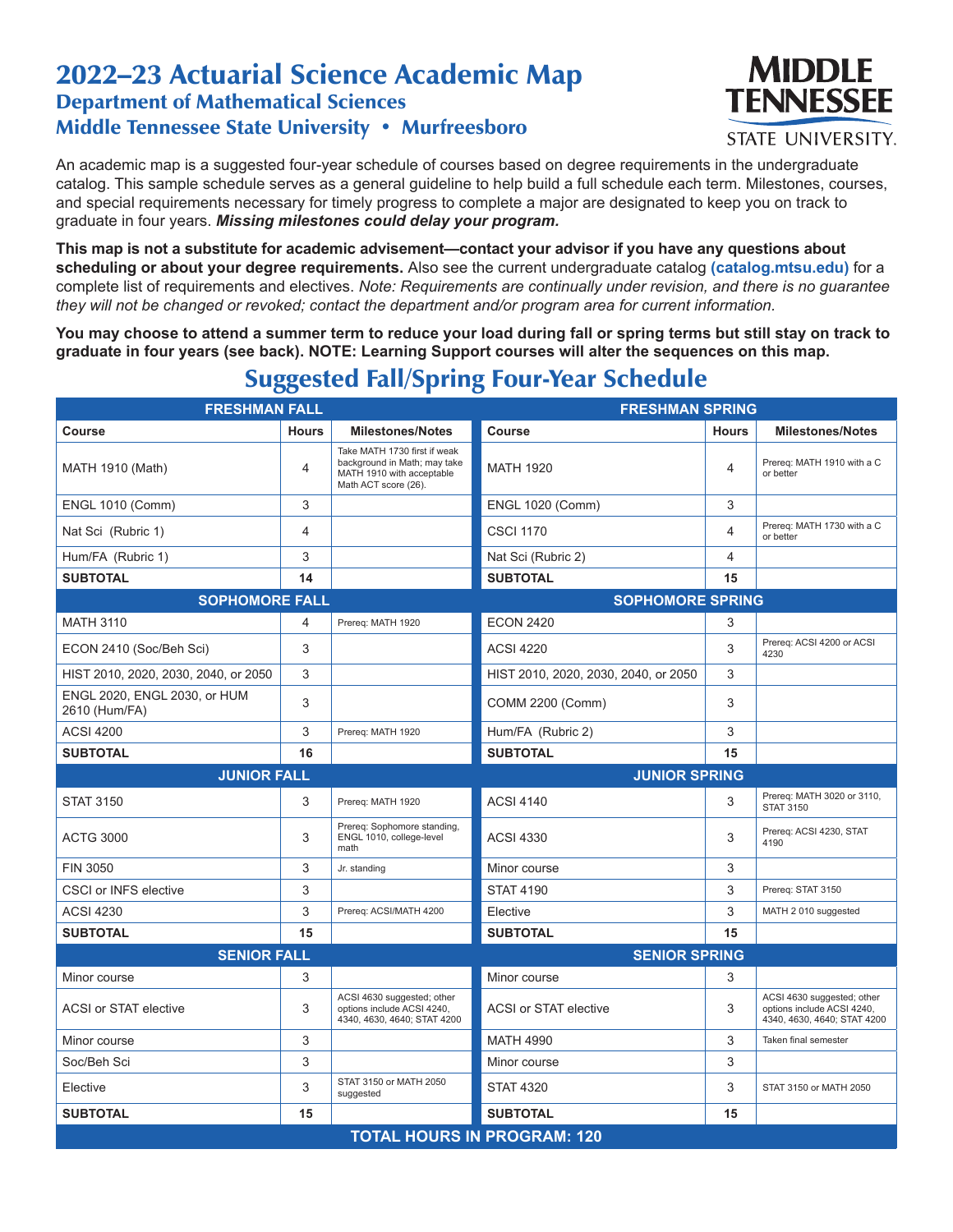# 2022–23 Actuarial Science Academic Map

## Department of Mathematical Sciences

## Middle Tennessee State University • Murfreesboro

An academic map is a suggested four-year schedule of courses based on degree requirements in the undergraduate catalog. This sample schedule serves as a general guideline to help build a full schedule each term. Milestones, courses, and special requirements necessary for timely progress to complete a major are designated to keep you on track to graduate in four years. ***Missing milestones could delay your program.***

**This map is not a substitute for academic advisement—contact your advisor if you have any questions about scheduling or about your degree requirements.** Also see the current undergraduate catalog **(catalog.mtsu.edu)** for a complete list of requirements and electives. *Note: Requirements are continually under revision, and there is no guarantee they will not be changed or revoked; contact the department and/or program area for current information.*

**You may choose to attend a summer term to reduce your load during fall or spring terms but still stay on track to graduate in four years (see back). NOTE: Learning Support courses will alter the sequences on this map.**

## Suggested Fall/Spring Four-Year Schedule

| FRESHMAN FALL | | | FRESHMAN SPRING | | |
|---|---|---|---|---|---|
| **Course** | **Hours** | **Milestones/Notes** | **Course** | **Hours** | **Milestones/Notes** |
| MATH 1910 (Math) | 4 | Take MATH 1730 first if weak background in Math; may take MATH 1910 with acceptable Math ACT score (26). | MATH 1920 | 4 | Prereq: MATH 1910 with a C or better |
| ENGL 1010 (Comm) | 3 | | ENGL 1020 (Comm) | 3 | |
| Nat Sci (Rubric 1) | 4 | | CSCI 1170 | 4 | Prereq: MATH 1730 with a C or better |
| Hum/FA (Rubric 1) | 3 | | Nat Sci (Rubric 2) | 4 | |
| **SUBTOTAL** | **14** | | **SUBTOTAL** | **15** | |
| **SOPHOMORE FALL** | | | **SOPHOMORE SPRING** | | |
| MATH 3110 | 4 | Prereq: MATH 1920 | ECON 2420 | 3 | |
| ECON 2410 (Soc/Beh Sci) | 3 | | ACSI 4220 | 3 | Prereq: ACSI 4200 or ACSI 4230 |
| HIST 2010, 2020, 2030, 2040, or 2050 | 3 | | HIST 2010, 2020, 2030, 2040, or 2050 | 3 | |
| ENGL 2020, ENGL 2030, or HUM 2610 (Hum/FA) | 3 | | COMM 2200 (Comm) | 3 | |
| ACSI 4200 | 3 | Prereq: MATH 1920 | Hum/FA (Rubric 2) | 3 | |
| **SUBTOTAL** | **16** | | **SUBTOTAL** | **15** | |
| **JUNIOR FALL** | | | **JUNIOR SPRING** | | |
| STAT 3150 | 3 | Prereq: MATH 1920 | ACSI 4140 | 3 | Prereq: MATH 3020 or 3110, STAT 3150 |
| ACTG 3000 | 3 | Prereq: Sophomore standing, ENGL 1010, college-level math | ACSI 4330 | 3 | Prereq: ACSI 4230, STAT 4190 |
| FIN 3050 | 3 | Jr. standing | Minor course | 3 | |
| CSCI or INFS elective | 3 | | STAT 4190 | 3 | Prereq: STAT 3150 |
| ACSI 4230 | 3 | Prereq: ACSI/MATH 4200 | Elective | 3 | MATH 2 010 suggested |
| **SUBTOTAL** | **15** | | **SUBTOTAL** | **15** | |
| **SENIOR FALL** | | | **SENIOR SPRING** | | |
| Minor course | 3 | | Minor course | 3 | |
| ACSI or STAT elective | 3 | ACSI 4630 suggested; other options include ACSI 4240, 4340, 4630, 4640; STAT 4200 | ACSI or STAT elective | 3 | ACSI 4630 suggested; other options include ACSI 4240, 4340, 4630, 4640; STAT 4200 |
| Minor course | 3 | | MATH 4990 | 3 | Taken final semester |
| Soc/Beh Sci | 3 | | Minor course | 3 | |
| Elective | 3 | STAT 3150 or MATH 2050 suggested | STAT 4320 | 3 | STAT 3150 or MATH 2050 |
| **SUBTOTAL** | **15** | | **SUBTOTAL** | **15** | |
| **TOTAL HOURS IN PROGRAM: 120** | | | | | |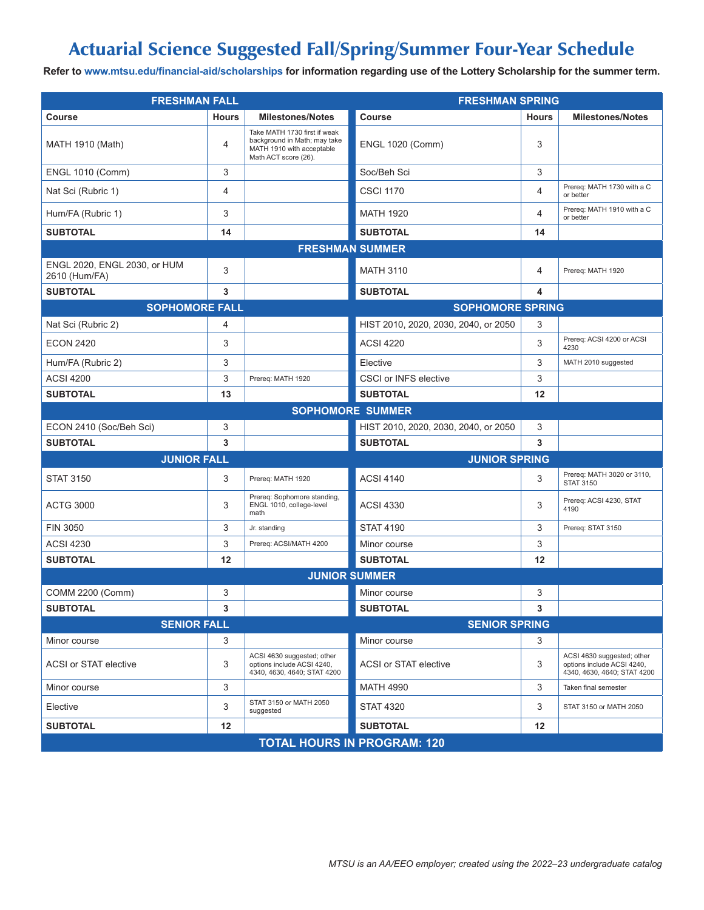# Actuarial Science Suggested Fall/Spring/Summer Four-Year Schedule

**Refer to www.mtsu.edu/financial-aid/scholarships for information regarding use of the Lottery Scholarship for the summer term.**

| FRESHMAN FALL | | | FRESHMAN SPRING | | |
|---|---|---|---|---|---|
| **Course** | **Hours** | **Milestones/Notes** | **Course** | **Hours** | **Milestones/Notes** |
| MATH 1910 (Math) | 4 | Take MATH 1730 first if weak background in Math; may take MATH 1910 with acceptable Math ACT score (26). | ENGL 1020 (Comm) | 3 | |
| ENGL 1010 (Comm) | 3 | | Soc/Beh Sci | 3 | |
| Nat Sci (Rubric 1) | 4 | | CSCI 1170 | 4 | Prereq: MATH 1730 with a C or better |
| Hum/FA (Rubric 1) | 3 | | MATH 1920 | 4 | Prereq: MATH 1910 with a C or better |
| **SUBTOTAL** | **14** | | **SUBTOTAL** | **14** | |
| **FRESHMAN SUMMER** | | | | | |
| ENGL 2020, ENGL 2030, or HUM 2610 (Hum/FA) | 3 | | MATH 3110 | 4 | Prereq: MATH 1920 |
| **SUBTOTAL** | **3** | | **SUBTOTAL** | **4** | |
| **SOPHOMORE FALL** | | | **SOPHOMORE SPRING** | | |
| Nat Sci (Rubric 2) | 4 | | HIST 2010, 2020, 2030, 2040, or 2050 | 3 | |
| ECON 2420 | 3 | | ACSI 4220 | 3 | Prereq: ACSI 4200 or ACSI 4230 |
| Hum/FA (Rubric 2) | 3 | | Elective | 3 | MATH 2010 suggested |
| ACSI 4200 | 3 | Prereq: MATH 1920 | CSCI or INFS elective | 3 | |
| **SUBTOTAL** | **13** | | **SUBTOTAL** | **12** | |
| **SOPHOMORE SUMMER** | | | | | |
| ECON 2410 (Soc/Beh Sci) | 3 | | HIST 2010, 2020, 2030, 2040, or 2050 | 3 | |
| **SUBTOTAL** | **3** | | **SUBTOTAL** | **3** | |
| **JUNIOR FALL** | | | **JUNIOR SPRING** | | |
| STAT 3150 | 3 | Prereq: MATH 1920 | ACSI 4140 | 3 | Prereq: MATH 3020 or 3110, STAT 3150 |
| ACTG 3000 | 3 | Prereq: Sophomore standing, ENGL 1010, college-level math | ACSI 4330 | 3 | Prereq: ACSI 4230, STAT 4190 |
| FIN 3050 | 3 | Jr. standing | STAT 4190 | 3 | Prereq: STAT 3150 |
| ACSI 4230 | 3 | Prereq: ACSI/MATH 4200 | Minor course | 3 | |
| **SUBTOTAL** | **12** | | **SUBTOTAL** | **12** | |
| **JUNIOR SUMMER** | | | | | |
| COMM 2200 (Comm) | 3 | | Minor course | 3 | |
| **SUBTOTAL** | **3** | | **SUBTOTAL** | **3** | |
| **SENIOR FALL** | | | **SENIOR SPRING** | | |
| Minor course | 3 | | Minor course | 3 | |
| ACSI or STAT elective | 3 | ACSI 4630 suggested; other options include ACSI 4240, 4340, 4630, 4640; STAT 4200 | ACSI or STAT elective | 3 | ACSI 4630 suggested; other options include ACSI 4240, 4340, 4630, 4640; STAT 4200 |
| Minor course | 3 | | MATH 4990 | 3 | Taken final semester |
| Elective | 3 | STAT 3150 or MATH 2050 suggested | STAT 4320 | 3 | STAT 3150 or MATH 2050 |
| **SUBTOTAL** | **12** | | **SUBTOTAL** | **12** | |
| **TOTAL HOURS IN PROGRAM: 120** | | | | | |

*MTSU is an AA/EEO employer; created using the 2022–23 undergraduate catalog*